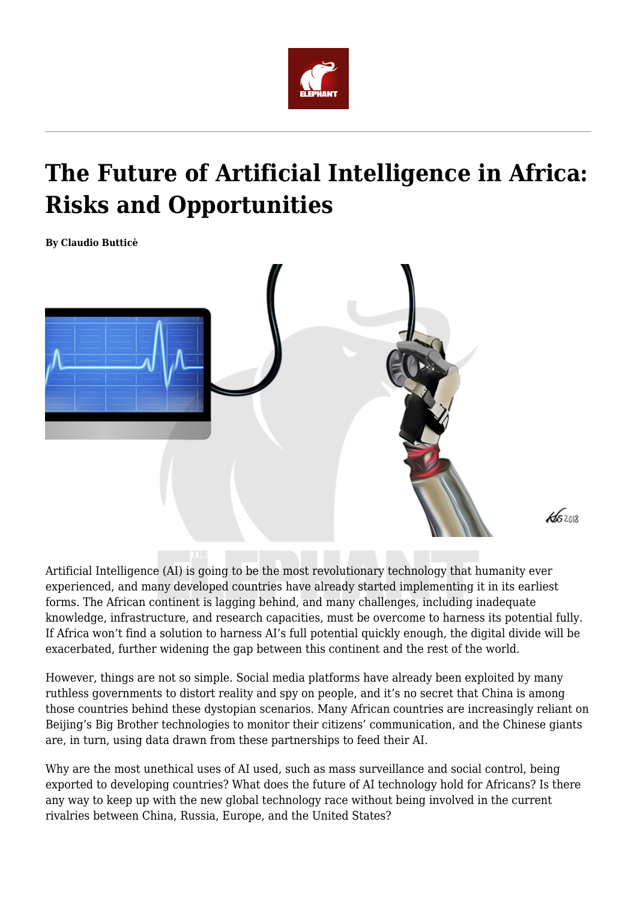# The Future of Artificial Intelligence in Africa: Risks and Opportunities

**By Claudio Butticè**

Artificial Intelligence (AI) is going to be the most revolutionary technology that humanity ever experienced, and many developed countries have already started implementing it in its earliest forms. The African continent is lagging behind, and many challenges, including inadequate knowledge, infrastructure, and research capacities, must be overcome to harness its potential fully. If Africa won't find a solution to harness AI's full potential quickly enough, the digital divide will be exacerbated, further widening the gap between this continent and the rest of the world.

However, things are not so simple. Social media platforms have already been exploited by many ruthless governments to distort reality and spy on people, and it's no secret that China is among those countries behind these dystopian scenarios. Many African countries are increasingly reliant on Beijing's Big Brother technologies to monitor their citizens' communication, and the Chinese giants are, in turn, using data drawn from these partnerships to feed their AI.

Why are the most unethical uses of AI used, such as mass surveillance and social control, being exported to developing countries? What does the future of AI technology hold for Africans? Is there any way to keep up with the new global technology race without being involved in the current rivalries between China, Russia, Europe, and the United States?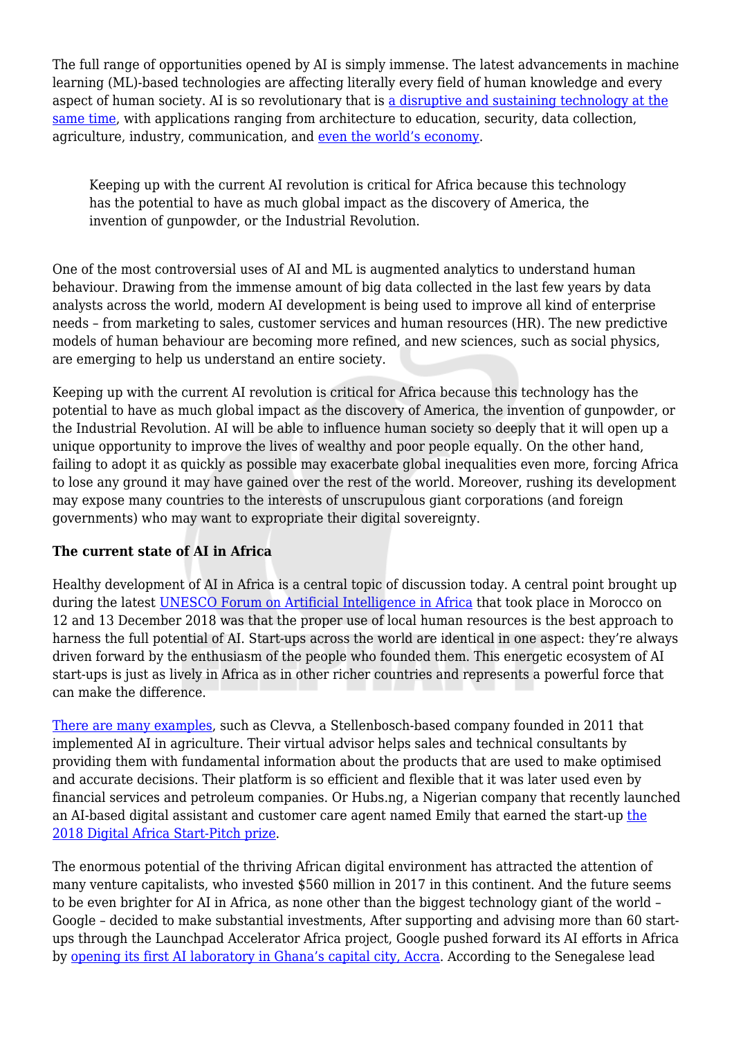The full range of opportunities opened by AI is simply immense. The latest advancements in machine learning (ML)-based technologies are affecting literally every field of human knowledge and every aspect of human society. AI is so revolutionary that is [a disruptive and sustaining technology at the same time](), with applications ranging from architecture to education, security, data collection, agriculture, industry, communication, and [even the world's economy]().

> Keeping up with the current AI revolution is critical for Africa because this technology has the potential to have as much global impact as the discovery of America, the invention of gunpowder, or the Industrial Revolution.

One of the most controversial uses of AI and ML is augmented analytics to understand human behaviour. Drawing from the immense amount of big data collected in the last few years by data analysts across the world, modern AI development is being used to improve all kind of enterprise needs – from marketing to sales, customer services and human resources (HR). The new predictive models of human behaviour are becoming more refined, and new sciences, such as social physics, are emerging to help us understand an entire society.

Keeping up with the current AI revolution is critical for Africa because this technology has the potential to have as much global impact as the discovery of America, the invention of gunpowder, or the Industrial Revolution. AI will be able to influence human society so deeply that it will open up a unique opportunity to improve the lives of wealthy and poor people equally. On the other hand, failing to adopt it as quickly as possible may exacerbate global inequalities even more, forcing Africa to lose any ground it may have gained over the rest of the world. Moreover, rushing its development may expose many countries to the interests of unscrupulous giant corporations (and foreign governments) who may want to expropriate their digital sovereignty.

**The current state of AI in Africa**

Healthy development of AI in Africa is a central topic of discussion today. A central point brought up during the latest [UNESCO Forum on Artificial Intelligence in Africa]() that took place in Morocco on 12 and 13 December 2018 was that the proper use of local human resources is the best approach to harness the full potential of AI. Start-ups across the world are identical in one aspect: they're always driven forward by the enthusiasm of the people who founded them. This energetic ecosystem of AI start-ups is just as lively in Africa as in other richer countries and represents a powerful force that can make the difference.

[There are many examples](), such as Clevva, a Stellenbosch-based company founded in 2011 that implemented AI in agriculture. Their virtual advisor helps sales and technical consultants by providing them with fundamental information about the products that are used to make optimised and accurate decisions. Their platform is so efficient and flexible that it was later used even by financial services and petroleum companies. Or Hubs.ng, a Nigerian company that recently launched an AI-based digital assistant and customer care agent named Emily that earned the start-up [the 2018 Digital Africa Start-Pitch prize]().

The enormous potential of the thriving African digital environment has attracted the attention of many venture capitalists, who invested $560 million in 2017 in this continent. And the future seems to be even brighter for AI in Africa, as none other than the biggest technology giant of the world – Google – decided to make substantial investments, After supporting and advising more than 60 start-ups through the Launchpad Accelerator Africa project, Google pushed forward its AI efforts in Africa by [opening its first AI laboratory in Ghana's capital city, Accra](). According to the Senegalese lead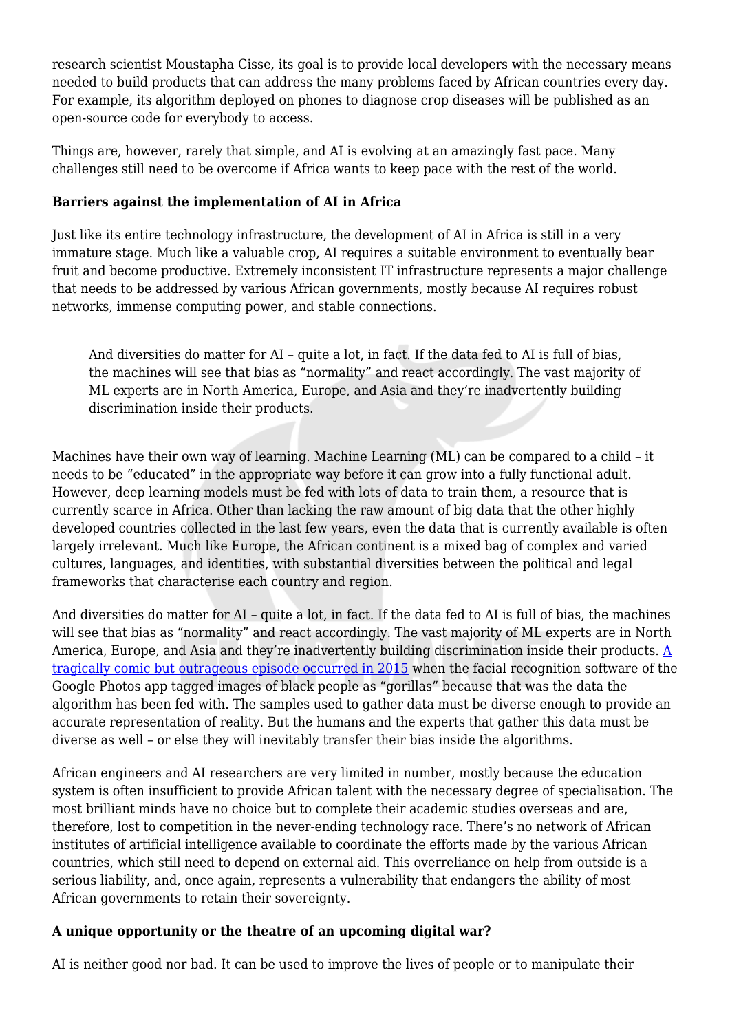research scientist Moustapha Cisse, its goal is to provide local developers with the necessary means needed to build products that can address the many problems faced by African countries every day. For example, its algorithm deployed on phones to diagnose crop diseases will be published as an open-source code for everybody to access.

Things are, however, rarely that simple, and AI is evolving at an amazingly fast pace. Many challenges still need to be overcome if Africa wants to keep pace with the rest of the world.

**Barriers against the implementation of AI in Africa**

Just like its entire technology infrastructure, the development of AI in Africa is still in a very immature stage. Much like a valuable crop, AI requires a suitable environment to eventually bear fruit and become productive. Extremely inconsistent IT infrastructure represents a major challenge that needs to be addressed by various African governments, mostly because AI requires robust networks, immense computing power, and stable connections.

> And diversities do matter for AI – quite a lot, in fact. If the data fed to AI is full of bias, the machines will see that bias as "normality" and react accordingly. The vast majority of ML experts are in North America, Europe, and Asia and they're inadvertently building discrimination inside their products.

Machines have their own way of learning. Machine Learning (ML) can be compared to a child – it needs to be "educated" in the appropriate way before it can grow into a fully functional adult. However, deep learning models must be fed with lots of data to train them, a resource that is currently scarce in Africa. Other than lacking the raw amount of big data that the other highly developed countries collected in the last few years, even the data that is currently available is often largely irrelevant. Much like Europe, the African continent is a mixed bag of complex and varied cultures, languages, and identities, with substantial diversities between the political and legal frameworks that characterise each country and region.

And diversities do matter for AI – quite a lot, in fact. If the data fed to AI is full of bias, the machines will see that bias as "normality" and react accordingly. The vast majority of ML experts are in North America, Europe, and Asia and they're inadvertently building discrimination inside their products. A tragically comic but outrageous episode occurred in 2015 when the facial recognition software of the Google Photos app tagged images of black people as "gorillas" because that was the data the algorithm has been fed with. The samples used to gather data must be diverse enough to provide an accurate representation of reality. But the humans and the experts that gather this data must be diverse as well – or else they will inevitably transfer their bias inside the algorithms.

African engineers and AI researchers are very limited in number, mostly because the education system is often insufficient to provide African talent with the necessary degree of specialisation. The most brilliant minds have no choice but to complete their academic studies overseas and are, therefore, lost to competition in the never-ending technology race. There's no network of African institutes of artificial intelligence available to coordinate the efforts made by the various African countries, which still need to depend on external aid. This overreliance on help from outside is a serious liability, and, once again, represents a vulnerability that endangers the ability of most African governments to retain their sovereignty.

**A unique opportunity or the theatre of an upcoming digital war?**

AI is neither good nor bad. It can be used to improve the lives of people or to manipulate their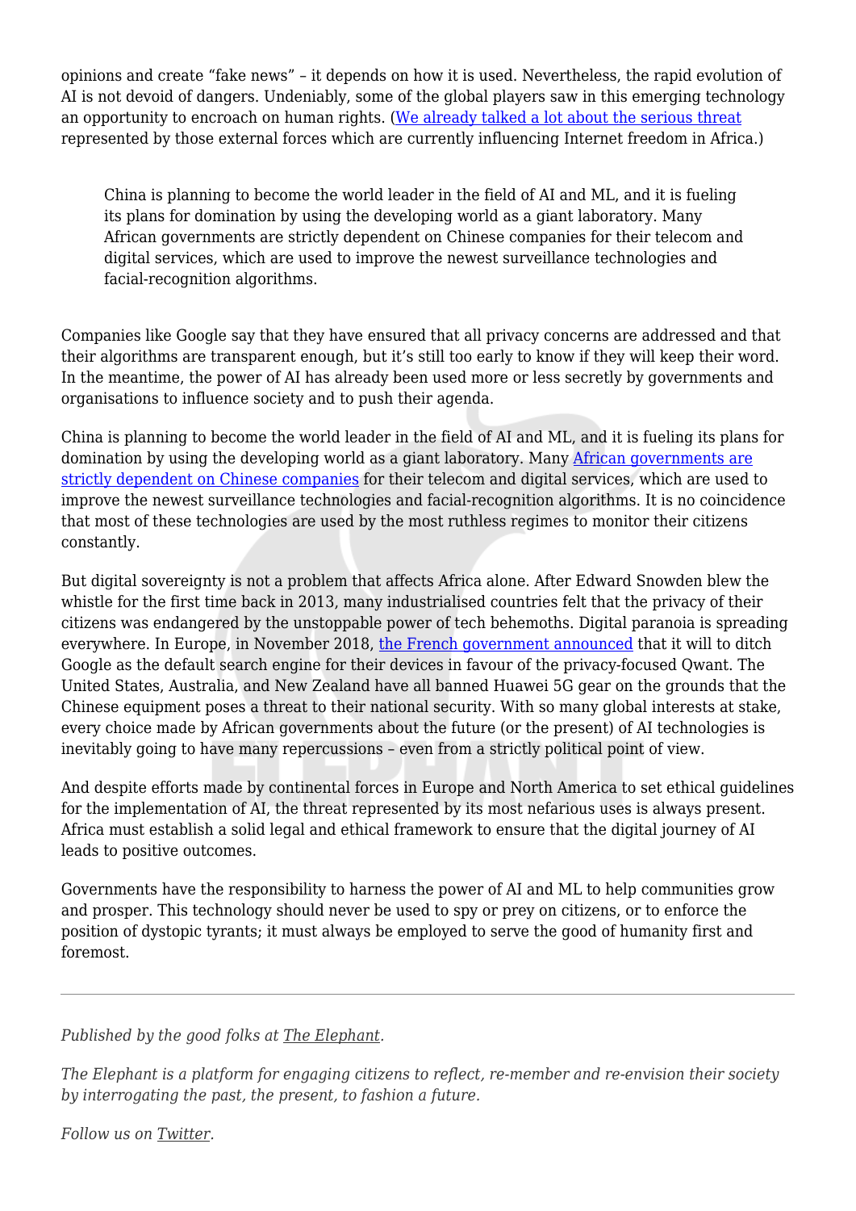opinions and create "fake news" – it depends on how it is used. Nevertheless, the rapid evolution of AI is not devoid of dangers. Undeniably, some of the global players saw in this emerging technology an opportunity to encroach on human rights. (We already talked a lot about the serious threat represented by those external forces which are currently influencing Internet freedom in Africa.)

> China is planning to become the world leader in the field of AI and ML, and it is fueling its plans for domination by using the developing world as a giant laboratory. Many African governments are strictly dependent on Chinese companies for their telecom and digital services, which are used to improve the newest surveillance technologies and facial-recognition algorithms.

Companies like Google say that they have ensured that all privacy concerns are addressed and that their algorithms are transparent enough, but it's still too early to know if they will keep their word. In the meantime, the power of AI has already been used more or less secretly by governments and organisations to influence society and to push their agenda.

China is planning to become the world leader in the field of AI and ML, and it is fueling its plans for domination by using the developing world as a giant laboratory. Many African governments are strictly dependent on Chinese companies for their telecom and digital services, which are used to improve the newest surveillance technologies and facial-recognition algorithms. It is no coincidence that most of these technologies are used by the most ruthless regimes to monitor their citizens constantly.

But digital sovereignty is not a problem that affects Africa alone. After Edward Snowden blew the whistle for the first time back in 2013, many industrialised countries felt that the privacy of their citizens was endangered by the unstoppable power of tech behemoths. Digital paranoia is spreading everywhere. In Europe, in November 2018, the French government announced that it will to ditch Google as the default search engine for their devices in favour of the privacy-focused Qwant. The United States, Australia, and New Zealand have all banned Huawei 5G gear on the grounds that the Chinese equipment poses a threat to their national security. With so many global interests at stake, every choice made by African governments about the future (or the present) of AI technologies is inevitably going to have many repercussions – even from a strictly political point of view.

And despite efforts made by continental forces in Europe and North America to set ethical guidelines for the implementation of AI, the threat represented by its most nefarious uses is always present. Africa must establish a solid legal and ethical framework to ensure that the digital journey of AI leads to positive outcomes.

Governments have the responsibility to harness the power of AI and ML to help communities grow and prosper. This technology should never be used to spy or prey on citizens, or to enforce the position of dystopic tyrants; it must always be employed to serve the good of humanity first and foremost.

---

*Published by the good folks at The Elephant.*

*The Elephant is a platform for engaging citizens to reflect, re-member and re-envision their society by interrogating the past, the present, to fashion a future.*

*Follow us on Twitter.*